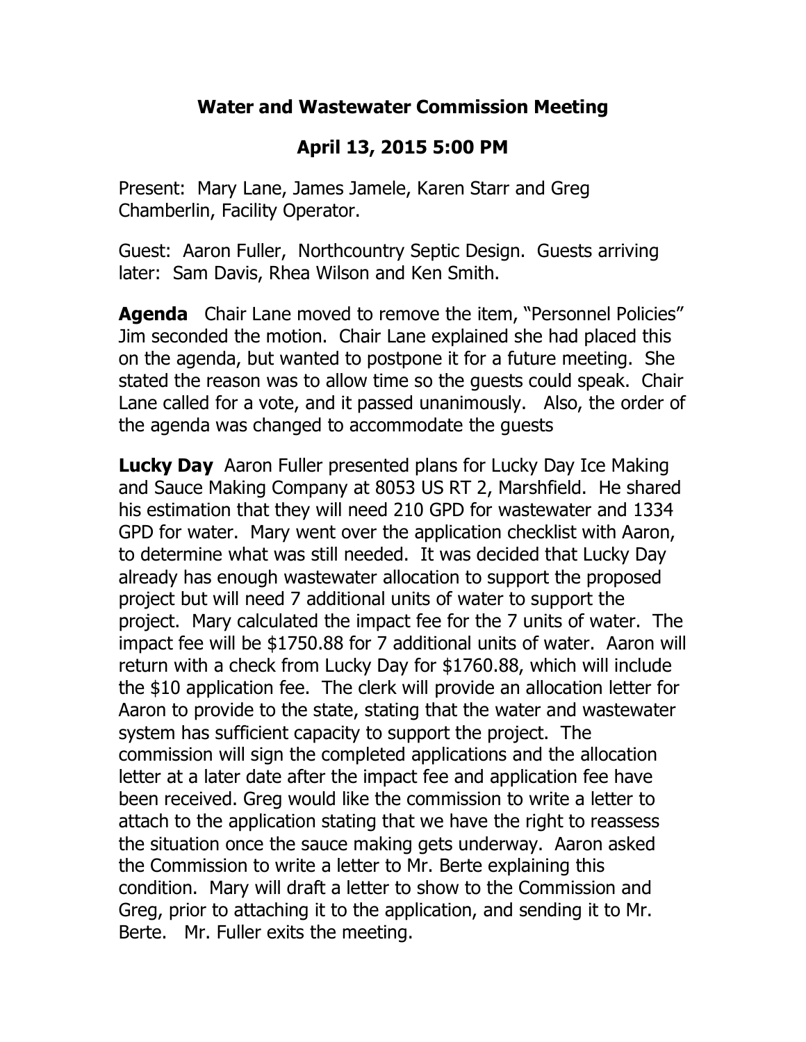# Water and Wastewater Commission Meeting

## April 13, 2015 5:00 PM

Present: Mary Lane, James Jamele, Karen Starr and Greg Chamberlin, Facility Operator.

Guest: Aaron Fuller, Northcountry Septic Design. Guests arriving later: Sam Davis, Rhea Wilson and Ken Smith.

**Agenda** Chair Lane moved to remove the item, "Personnel Policies" Jim seconded the motion. Chair Lane explained she had placed this on the agenda, but wanted to postpone it for a future meeting. She stated the reason was to allow time so the guests could speak. Chair Lane called for a vote, and it passed unanimously. Also, the order of the agenda was changed to accommodate the guests

**Lucky Day** Aaron Fuller presented plans for Lucky Day Ice Making and Sauce Making Company at 8053 US RT 2, Marshfield. He shared his estimation that they will need 210 GPD for wastewater and 1334 GPD for water. Mary went over the application checklist with Aaron, to determine what was still needed. It was decided that Lucky Day already has enough wastewater allocation to support the proposed project but will need 7 additional units of water to support the project. Mary calculated the impact fee for the 7 units of water. The impact fee will be $1750.88 for 7 additional units of water. Aaron will return with a check from Lucky Day for $1760.88, which will include the $10 application fee. The clerk will provide an allocation letter for Aaron to provide to the state, stating that the water and wastewater system has sufficient capacity to support the project. The commission will sign the completed applications and the allocation letter at a later date after the impact fee and application fee have been received. Greg would like the commission to write a letter to attach to the application stating that we have the right to reassess the situation once the sauce making gets underway. Aaron asked the Commission to write a letter to Mr. Berte explaining this condition. Mary will draft a letter to show to the Commission and Greg, prior to attaching it to the application, and sending it to Mr. Berte. Mr. Fuller exits the meeting.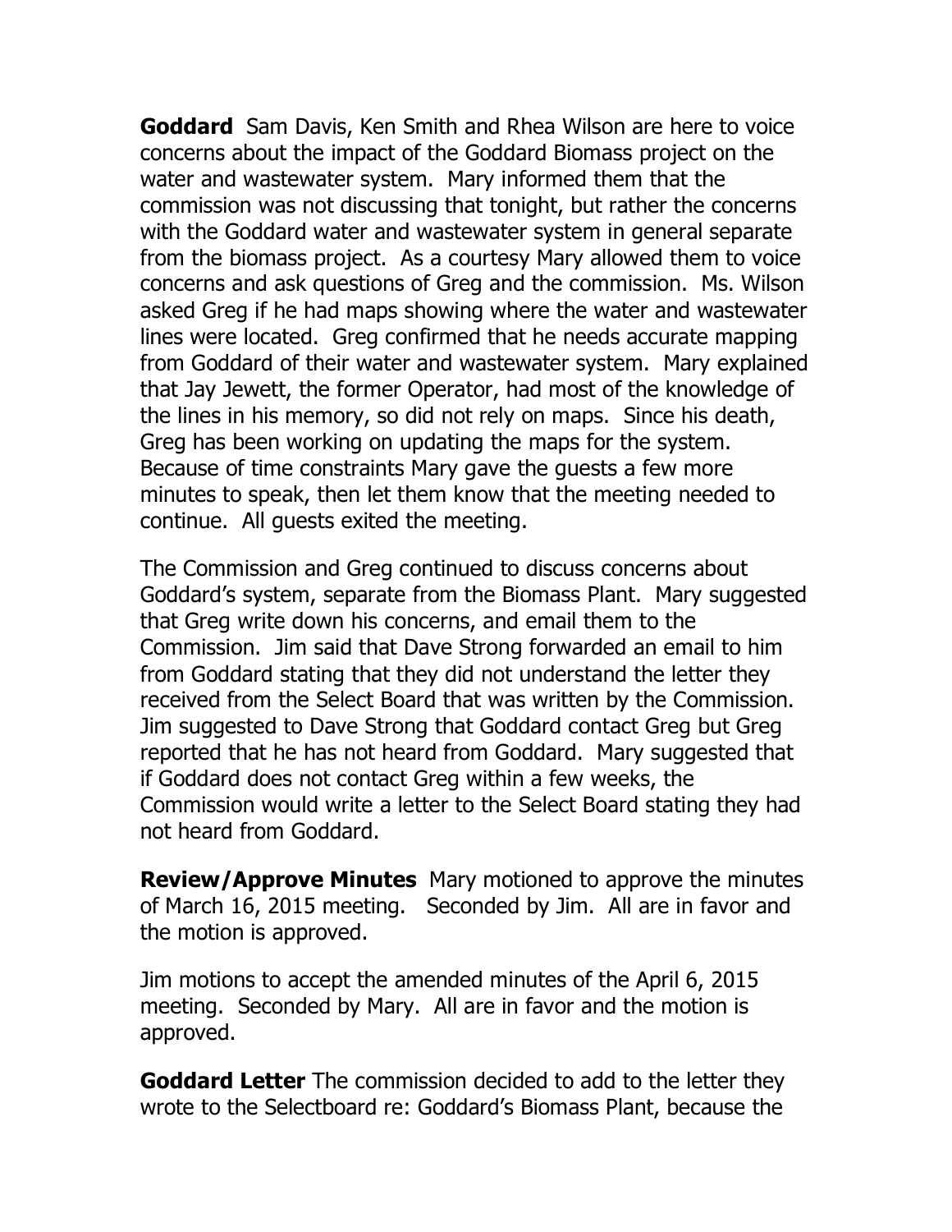**Goddard** Sam Davis, Ken Smith and Rhea Wilson are here to voice concerns about the impact of the Goddard Biomass project on the water and wastewater system. Mary informed them that the commission was not discussing that tonight, but rather the concerns with the Goddard water and wastewater system in general separate from the biomass project. As a courtesy Mary allowed them to voice concerns and ask questions of Greg and the commission. Ms. Wilson asked Greg if he had maps showing where the water and wastewater lines were located. Greg confirmed that he needs accurate mapping from Goddard of their water and wastewater system. Mary explained that Jay Jewett, the former Operator, had most of the knowledge of the lines in his memory, so did not rely on maps. Since his death, Greg has been working on updating the maps for the system. Because of time constraints Mary gave the guests a few more minutes to speak, then let them know that the meeting needed to continue. All guests exited the meeting.

The Commission and Greg continued to discuss concerns about Goddard's system, separate from the Biomass Plant. Mary suggested that Greg write down his concerns, and email them to the Commission. Jim said that Dave Strong forwarded an email to him from Goddard stating that they did not understand the letter they received from the Select Board that was written by the Commission. Jim suggested to Dave Strong that Goddard contact Greg but Greg reported that he has not heard from Goddard. Mary suggested that if Goddard does not contact Greg within a few weeks, the Commission would write a letter to the Select Board stating they had not heard from Goddard.

**Review/Approve Minutes** Mary motioned to approve the minutes of March 16, 2015 meeting. Seconded by Jim. All are in favor and the motion is approved.

Jim motions to accept the amended minutes of the April 6, 2015 meeting. Seconded by Mary. All are in favor and the motion is approved.

**Goddard Letter** The commission decided to add to the letter they wrote to the Selectboard re: Goddard's Biomass Plant, because the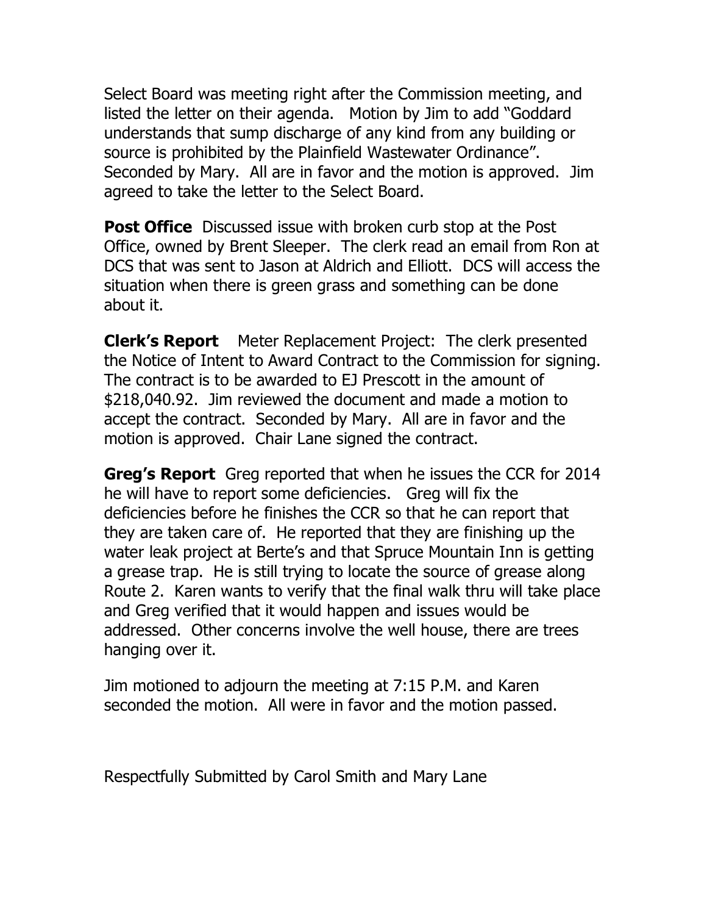Select Board was meeting right after the Commission meeting, and listed the letter on their agenda. Motion by Jim to add "Goddard understands that sump discharge of any kind from any building or source is prohibited by the Plainfield Wastewater Ordinance". Seconded by Mary. All are in favor and the motion is approved. Jim agreed to take the letter to the Select Board.

**Post Office** Discussed issue with broken curb stop at the Post Office, owned by Brent Sleeper. The clerk read an email from Ron at DCS that was sent to Jason at Aldrich and Elliott. DCS will access the situation when there is green grass and something can be done about it.

**Clerk's Report** Meter Replacement Project: The clerk presented the Notice of Intent to Award Contract to the Commission for signing. The contract is to be awarded to EJ Prescott in the amount of $218,040.92. Jim reviewed the document and made a motion to accept the contract. Seconded by Mary. All are in favor and the motion is approved. Chair Lane signed the contract.

**Greg's Report** Greg reported that when he issues the CCR for 2014 he will have to report some deficiencies. Greg will fix the deficiencies before he finishes the CCR so that he can report that they are taken care of. He reported that they are finishing up the water leak project at Berte's and that Spruce Mountain Inn is getting a grease trap. He is still trying to locate the source of grease along Route 2. Karen wants to verify that the final walk thru will take place and Greg verified that it would happen and issues would be addressed. Other concerns involve the well house, there are trees hanging over it.

Jim motioned to adjourn the meeting at 7:15 P.M. and Karen seconded the motion. All were in favor and the motion passed.

Respectfully Submitted by Carol Smith and Mary Lane